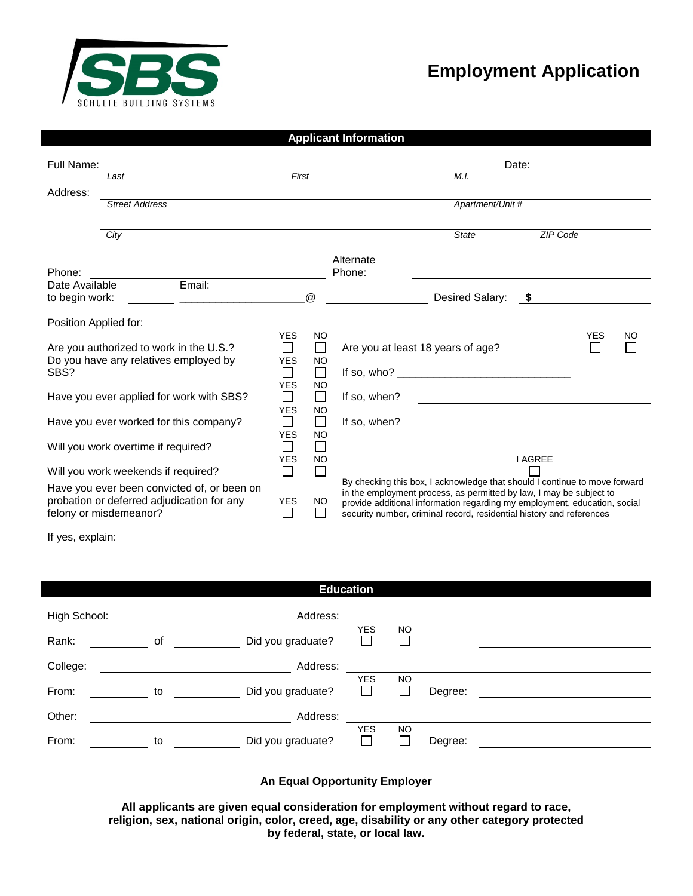SBS
SCHULTE BUILDING SYSTEMS

# Employment Application

## Applicant Information

Full Name: ______________________________________________ Date: ______________
*Last* *First* *M.I.*

Address: ______________________________________________
*Street Address* *Apartment/Unit #*

______________________________________________
*City* *State* *ZIP Code*

Phone: ______________________ Alternate Phone: ______________________

Date Available to begin work: ________ Email: ____________________@ ______________ Desired Salary: $ ______________

Position Applied for: ______________________________________________

| Question | YES | NO | | |
|---|---|---|---|---|
| Are you authorized to work in the U.S.? | ☐ | ☐ | Are you at least 18 years of age? | YES ☐ NO ☐ |
| Do you have any relatives employed by SBS? | ☐ | ☐ | If so, who? ____________________________ | |
| Have you ever applied for work with SBS? | ☐ | ☐ | If so, when? ____________________________ | |
| Have you ever worked for this company? | ☐ | ☐ | If so, when? ____________________________ | |
| Will you work overtime if required? | ☐ | ☐ | | |
| Will you work weekends if required? | ☐ | ☐ | I AGREE ☐ | |
| Have you ever been convicted of, or been on probation or deferred adjudication for any felony or misdemeanor? | ☐ | ☐ | By checking this box, I acknowledge that should I continue to move forward in the employment process, as permitted by law, I may be subject to provide additional information regarding my employment, education, social security number, criminal record, residential history and references | |

If yes, explain: ______________________________________________

______________________________________________

## Education

High School: ______________________ Address: ______________________

Rank: ________ of ________ Did you graduate? YES ☐ NO ☐ ______________________

College: ______________________ Address: ______________________

From: ________ to ________ Did you graduate? YES ☐ NO ☐ Degree: ______________________

Other: ______________________ Address: ______________________

From: ________ to ________ Did you graduate? YES ☐ NO ☐ Degree: ______________________

**An Equal Opportunity Employer**

**All applicants are given equal consideration for employment without regard to race, religion, sex, national origin, color, creed, age, disability or any other category protected by federal, state, or local law.**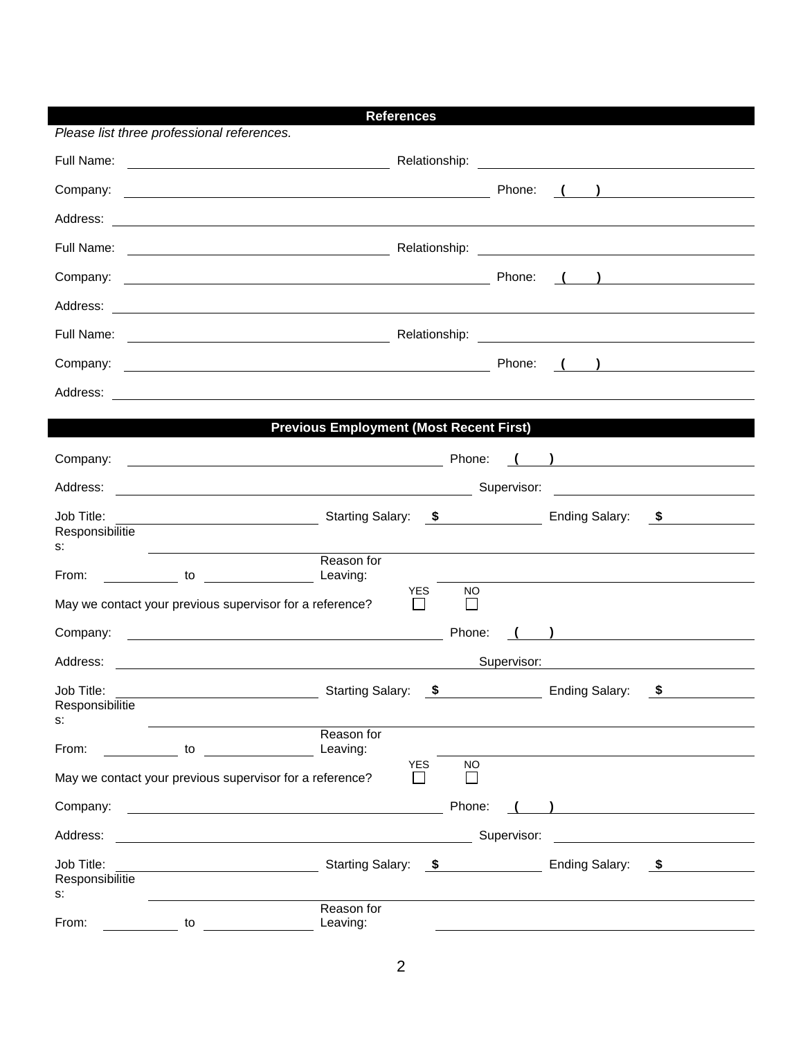## References

*Please list three professional references.*

Full Name: ______________________ Relationship: ______________________

Company: ______________________ Phone: ( ) ______________________

Address: ______________________

Full Name: ______________________ Relationship: ______________________

Company: ______________________ Phone: ( ) ______________________

Address: ______________________

Full Name: ______________________ Relationship: ______________________

Company: ______________________ Phone: ( ) ______________________

Address: ______________________

## Previous Employment (Most Recent First)

Company: ______________________ Phone: ( ) ______________________

Address: ______________________ Supervisor: ______________________

Job Title: ______________ Starting Salary: $ ______________ Ending Salary: $ ______________

Responsibilities: ______________________

From: __________ to __________ Reason for Leaving: ______________________

May we contact your previous supervisor for a reference? YES ☐ NO ☐

Company: ______________________ Phone: ( ) ______________________

Address: ______________________ Supervisor: ______________________

Job Title: ______________ Starting Salary: $ ______________ Ending Salary: $ ______________

Responsibilities: ______________________

From: __________ to __________ Reason for Leaving: ______________________

May we contact your previous supervisor for a reference? YES ☐ NO ☐

Company: ______________________ Phone: ( ) ______________________

Address: ______________________ Supervisor: ______________________

Job Title: ______________ Starting Salary: $ ______________ Ending Salary: $ ______________

Responsibilities: ______________________

From: __________ to __________ Reason for Leaving: ______________________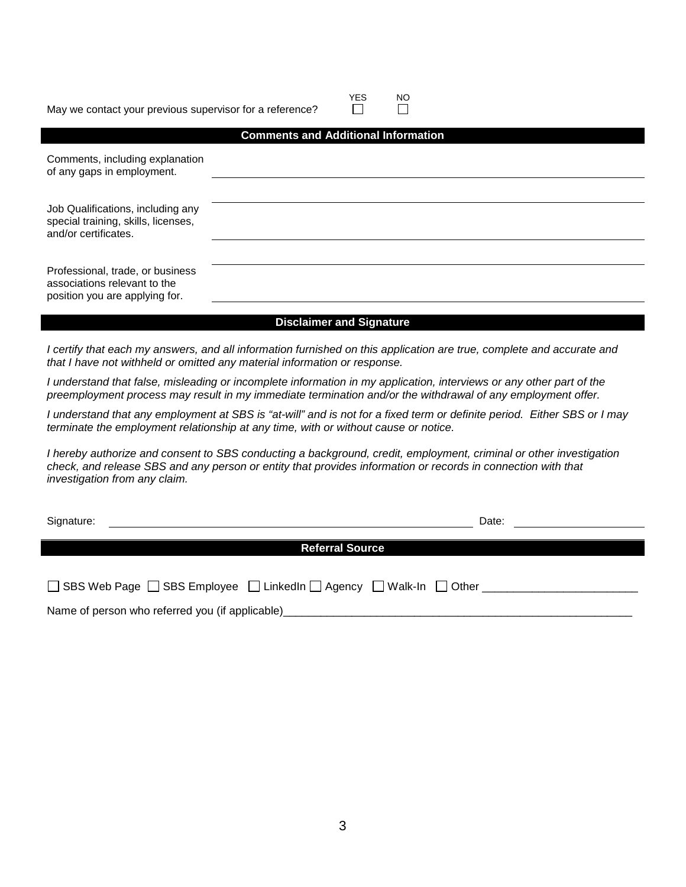May we contact your previous supervisor for a reference? YES ☐ NO ☐

## Comments and Additional Information

Comments, including explanation of any gaps in employment. \_\_\_\_\_\_\_\_\_\_\_\_\_\_\_\_\_\_\_\_\_\_\_\_\_\_\_\_\_\_\_\_\_\_\_\_\_\_\_\_

Job Qualifications, including any special training, skills, licenses, and/or certificates. \_\_\_\_\_\_\_\_\_\_\_\_\_\_\_\_\_\_\_\_\_\_\_\_\_\_\_\_\_\_\_\_\_\_\_\_\_\_\_\_

Professional, trade, or business associations relevant to the position you are applying for. \_\_\_\_\_\_\_\_\_\_\_\_\_\_\_\_\_\_\_\_\_\_\_\_\_\_\_\_\_\_\_\_\_\_\_\_\_\_\_\_

## Disclaimer and Signature

*I certify that each my answers, and all information furnished on this application are true, complete and accurate and that I have not withheld or omitted any material information or response.*

*I understand that false, misleading or incomplete information in my application, interviews or any other part of the preemployment process may result in my immediate termination and/or the withdrawal of any employment offer.*

*I understand that any employment at SBS is "at-will" and is not for a fixed term or definite period. Either SBS or I may terminate the employment relationship at any time, with or without cause or notice.*

*I hereby authorize and consent to SBS conducting a background, credit, employment, criminal or other investigation check, and release SBS and any person or entity that provides information or records in connection with that investigation from any claim.*

Signature: \_\_\_\_\_\_\_\_\_\_\_\_\_\_\_\_\_\_\_\_\_\_\_\_\_\_\_\_\_\_\_\_ Date: \_\_\_\_\_\_\_\_\_\_\_\_\_\_\_\_

## Referral Source

☐ SBS Web Page ☐ SBS Employee ☐ LinkedIn ☐ Agency ☐ Walk-In ☐ Other \_\_\_\_\_\_\_\_\_\_\_\_\_\_\_\_\_\_\_\_\_\_\_\_\_\_

Name of person who referred you (if applicable)\_\_\_\_\_\_\_\_\_\_\_\_\_\_\_\_\_\_\_\_\_\_\_\_\_\_\_\_\_\_\_\_\_\_\_\_\_\_\_\_\_\_\_\_\_\_\_\_\_\_\_\_\_\_\_\_\_\_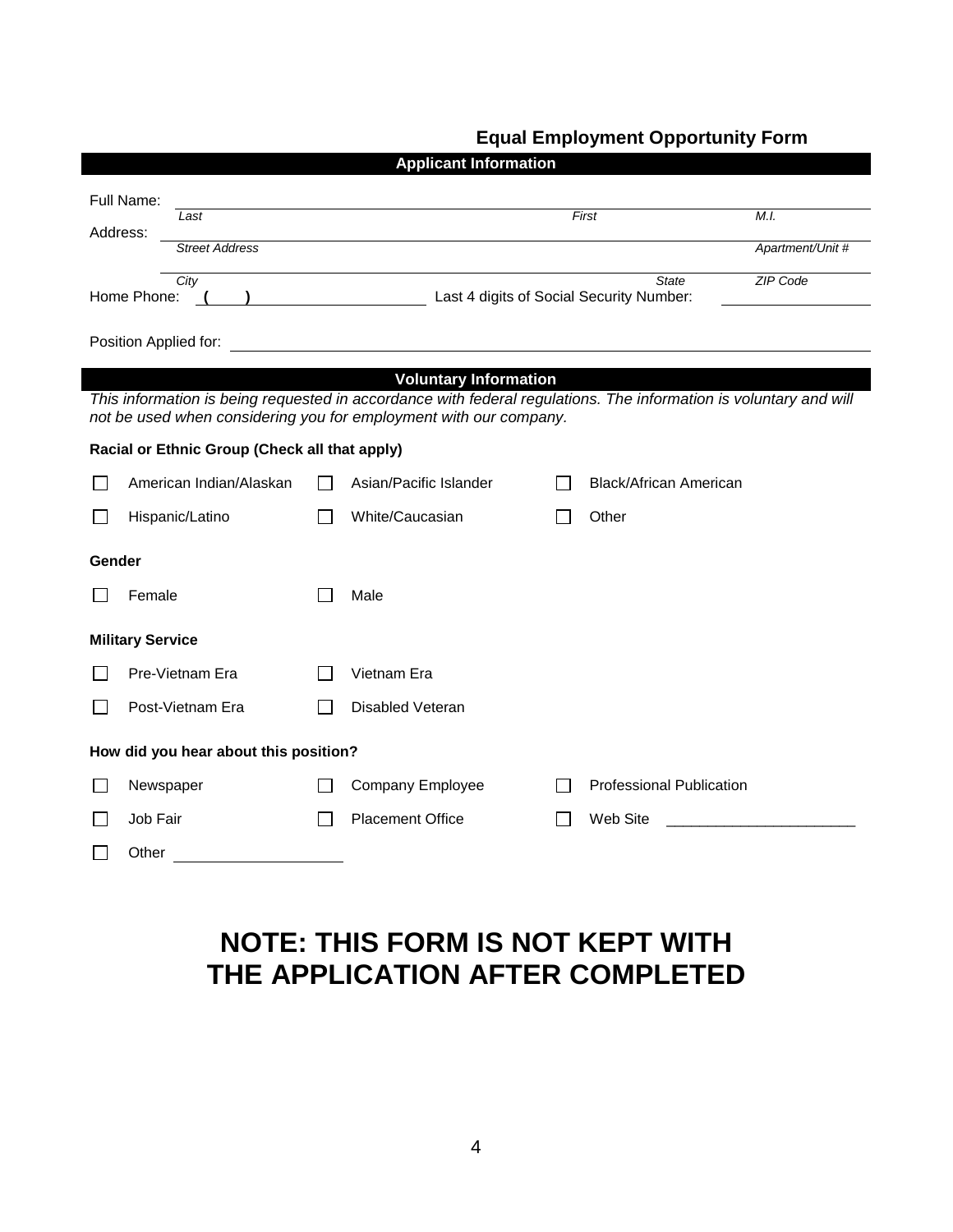# Equal Employment Opportunity Form

## Applicant Information

Full Name: ______________________________________________
*Last* *First* *M.I.*

Address: ______________________________________________
*Street Address* *Apartment/Unit #*

______________________________________________
*City* *State* *ZIP Code*

Home Phone: ( ) ______________ Last 4 digits of Social Security Number: ______________

Position Applied for: ______________________________________________

## Voluntary Information

*This information is being requested in accordance with federal regulations. The information is voluntary and will not be used when considering you for employment with our company.*

**Racial or Ethnic Group (Check all that apply)**

☐ American Indian/Alaskan ☐ Asian/Pacific Islander ☐ Black/African American

☐ Hispanic/Latino ☐ White/Caucasian ☐ Other

**Gender**

☐ Female ☐ Male

**Military Service**

☐ Pre-Vietnam Era ☐ Vietnam Era

☐ Post-Vietnam Era ☐ Disabled Veteran

**How did you hear about this position?**

☐ Newspaper ☐ Company Employee ☐ Professional Publication

☐ Job Fair ☐ Placement Office ☐ Web Site ______________________

☐ Other ____________________

# NOTE: THIS FORM IS NOT KEPT WITH THE APPLICATION AFTER COMPLETED